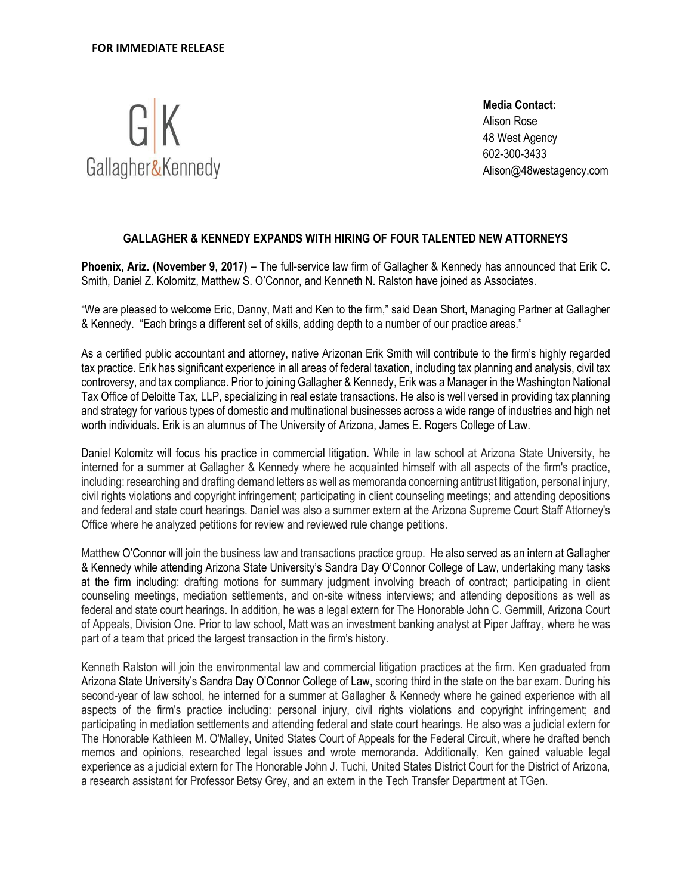**FOR IMMEDIATE RELEASE**

G|K
Gallagher&Kennedy

**Media Contact:**
Alison Rose
48 West Agency
602-300-3433
Alison@48westagency.com

## GALLAGHER & KENNEDY EXPANDS WITH HIRING OF FOUR TALENTED NEW ATTORNEYS

**Phoenix, Ariz. (November 9, 2017) –** The full-service law firm of Gallagher & Kennedy has announced that Erik C. Smith, Daniel Z. Kolomitz, Matthew S. O'Connor, and Kenneth N. Ralston have joined as Associates.

"We are pleased to welcome Eric, Danny, Matt and Ken to the firm," said Dean Short, Managing Partner at Gallagher & Kennedy. "Each brings a different set of skills, adding depth to a number of our practice areas."

As a certified public accountant and attorney, native Arizonan Erik Smith will contribute to the firm's highly regarded tax practice. Erik has significant experience in all areas of federal taxation, including tax planning and analysis, civil tax controversy, and tax compliance. Prior to joining Gallagher & Kennedy, Erik was a Manager in the Washington National Tax Office of Deloitte Tax, LLP, specializing in real estate transactions. He also is well versed in providing tax planning and strategy for various types of domestic and multinational businesses across a wide range of industries and high net worth individuals. Erik is an alumnus of The University of Arizona, James E. Rogers College of Law.

Daniel Kolomitz will focus his practice in commercial litigation. While in law school at Arizona State University, he interned for a summer at Gallagher & Kennedy where he acquainted himself with all aspects of the firm's practice, including: researching and drafting demand letters as well as memoranda concerning antitrust litigation, personal injury, civil rights violations and copyright infringement; participating in client counseling meetings; and attending depositions and federal and state court hearings. Daniel was also a summer extern at the Arizona Supreme Court Staff Attorney's Office where he analyzed petitions for review and reviewed rule change petitions.

Matthew O'Connor will join the business law and transactions practice group. He also served as an intern at Gallagher & Kennedy while attending Arizona State University's Sandra Day O'Connor College of Law, undertaking many tasks at the firm including: drafting motions for summary judgment involving breach of contract; participating in client counseling meetings, mediation settlements, and on-site witness interviews; and attending depositions as well as federal and state court hearings. In addition, he was a legal extern for The Honorable John C. Gemmill, Arizona Court of Appeals, Division One. Prior to law school, Matt was an investment banking analyst at Piper Jaffray, where he was part of a team that priced the largest transaction in the firm's history.

Kenneth Ralston will join the environmental law and commercial litigation practices at the firm. Ken graduated from Arizona State University's Sandra Day O'Connor College of Law, scoring third in the state on the bar exam. During his second-year of law school, he interned for a summer at Gallagher & Kennedy where he gained experience with all aspects of the firm's practice including: personal injury, civil rights violations and copyright infringement; and participating in mediation settlements and attending federal and state court hearings. He also was a judicial extern for The Honorable Kathleen M. O'Malley, United States Court of Appeals for the Federal Circuit, where he drafted bench memos and opinions, researched legal issues and wrote memoranda. Additionally, Ken gained valuable legal experience as a judicial extern for The Honorable John J. Tuchi, United States District Court for the District of Arizona, a research assistant for Professor Betsy Grey, and an extern in the Tech Transfer Department at TGen.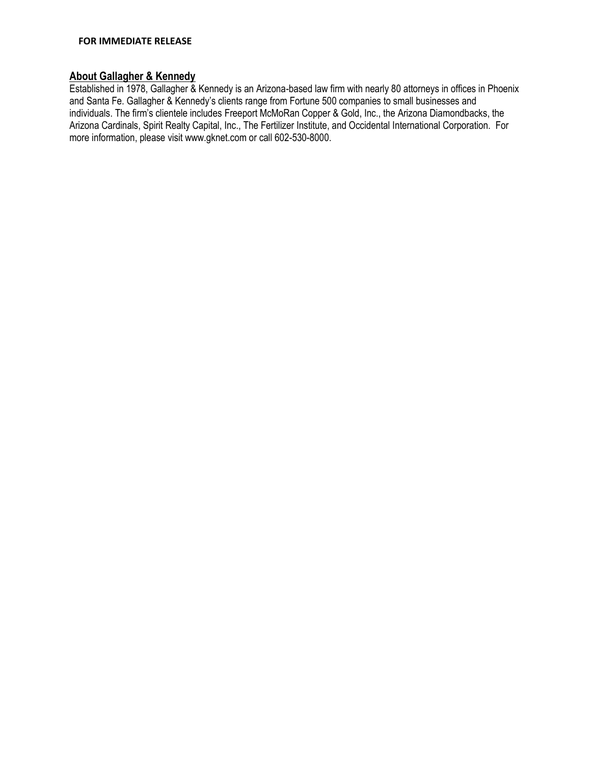**FOR IMMEDIATE RELEASE**

**<u>About Gallagher & Kennedy</u>**

Established in 1978, Gallagher & Kennedy is an Arizona-based law firm with nearly 80 attorneys in offices in Phoenix and Santa Fe. Gallagher & Kennedy's clients range from Fortune 500 companies to small businesses and individuals. The firm's clientele includes Freeport McMoRan Copper & Gold, Inc., the Arizona Diamondbacks, the Arizona Cardinals, Spirit Realty Capital, Inc., The Fertilizer Institute, and Occidental International Corporation. For more information, please visit www.gknet.com or call 602-530-8000.